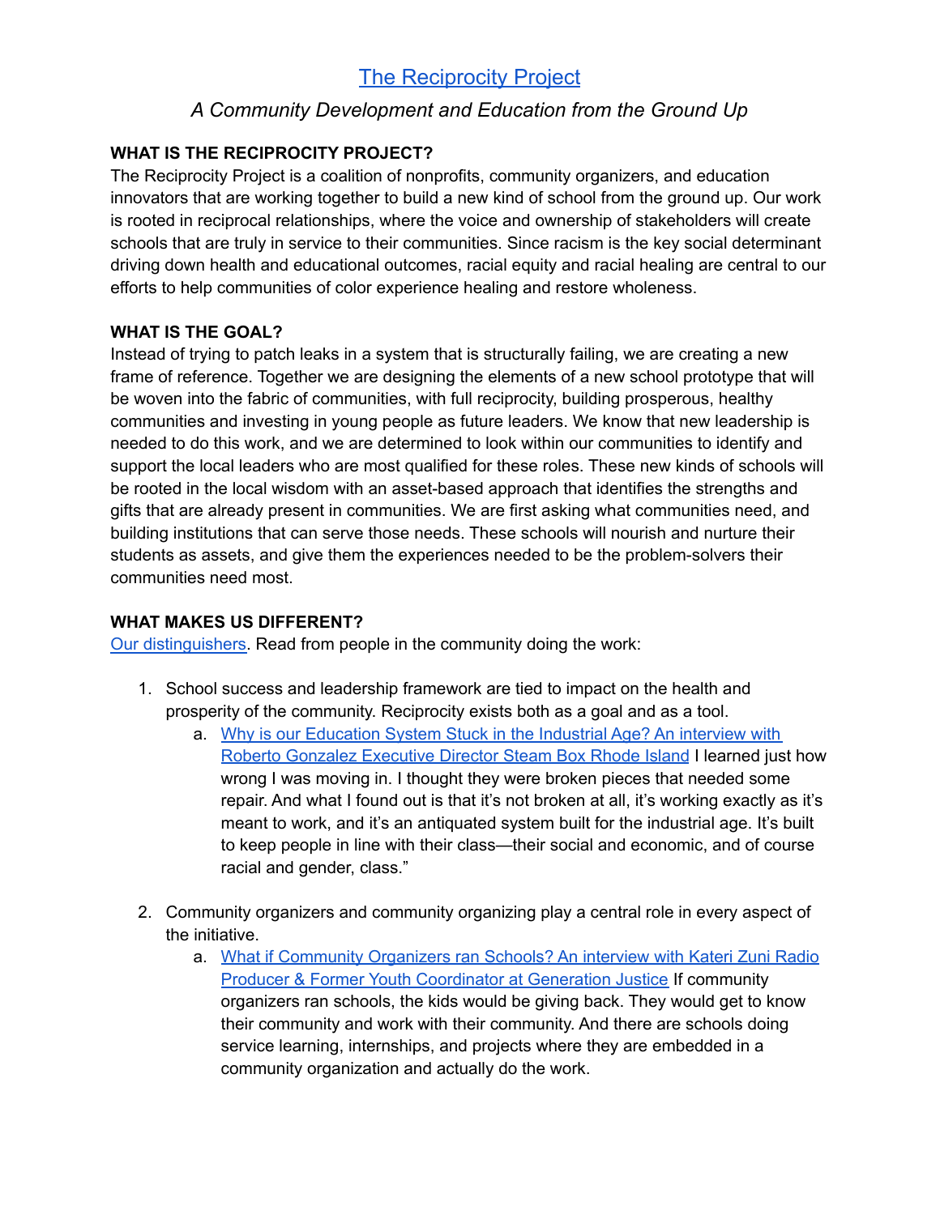# [The Reciprocity Project]

*A Community Development and Education from the Ground Up*

**WHAT IS THE RECIPROCITY PROJECT?**

The Reciprocity Project is a coalition of nonprofits, community organizers, and education innovators that are working together to build a new kind of school from the ground up. Our work is rooted in reciprocal relationships, where the voice and ownership of stakeholders will create schools that are truly in service to their communities. Since racism is the key social determinant driving down health and educational outcomes, racial equity and racial healing are central to our efforts to help communities of color experience healing and restore wholeness.

**WHAT IS THE GOAL?**

Instead of trying to patch leaks in a system that is structurally failing, we are creating a new frame of reference. Together we are designing the elements of a new school prototype that will be woven into the fabric of communities, with full reciprocity, building prosperous, healthy communities and investing in young people as future leaders. We know that new leadership is needed to do this work, and we are determined to look within our communities to identify and support the local leaders who are most qualified for these roles. These new kinds of schools will be rooted in the local wisdom with an asset-based approach that identifies the strengths and gifts that are already present in communities. We are first asking what communities need, and building institutions that can serve those needs. These schools will nourish and nurture their students as assets, and give them the experiences needed to be the problem-solvers their communities need most.

**WHAT MAKES US DIFFERENT?**

[Our distinguishers]. Read from people in the community doing the work:

1. School success and leadership framework are tied to impact on the health and prosperity of the community. Reciprocity exists both as a goal and as a tool.
   a. [Why is our Education System Stuck in the Industrial Age? An interview with Roberto Gonzalez Executive Director Steam Box Rhode Island] I learned just how wrong I was moving in. I thought they were broken pieces that needed some repair. And what I found out is that it's not broken at all, it's working exactly as it's meant to work, and it's an antiquated system built for the industrial age. It's built to keep people in line with their class—their social and economic, and of course racial and gender, class."

2. Community organizers and community organizing play a central role in every aspect of the initiative.
   a. [What if Community Organizers ran Schools? An interview with Kateri Zuni Radio Producer & Former Youth Coordinator at Generation Justice] If community organizers ran schools, the kids would be giving back. They would get to know their community and work with their community. And there are schools doing service learning, internships, and projects where they are embedded in a community organization and actually do the work.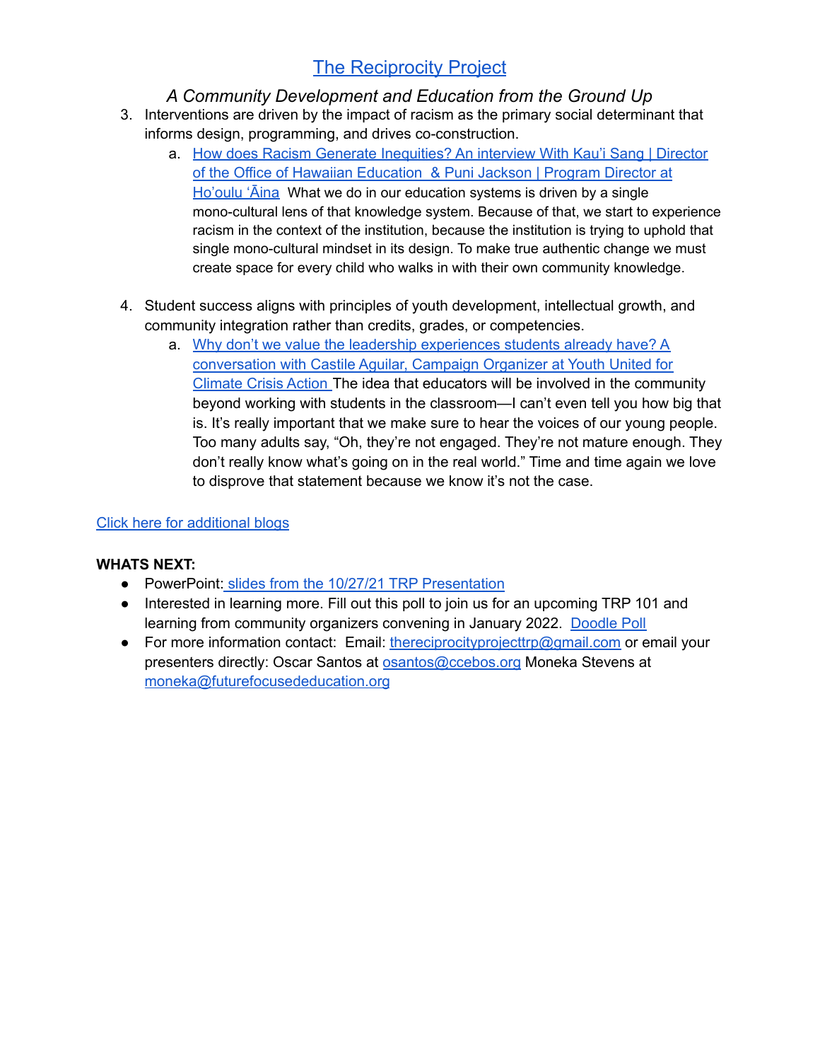# The Reciprocity Project

*A Community Development and Education from the Ground Up*

3. Interventions are driven by the impact of racism as the primary social determinant that informs design, programming, and drives co-construction.
    a. How does Racism Generate Inequities? An interview With Kau'i Sang | Director of the Office of Hawaiian Education & Puni Jackson | Program Director at Ho'oulu 'Āina What we do in our education systems is driven by a single mono-cultural lens of that knowledge system. Because of that, we start to experience racism in the context of the institution, because the institution is trying to uphold that single mono-cultural mindset in its design. To make true authentic change we must create space for every child who walks in with their own community knowledge.

4. Student success aligns with principles of youth development, intellectual growth, and community integration rather than credits, grades, or competencies.
    a. Why don't we value the leadership experiences students already have? A conversation with Castile Aguilar, Campaign Organizer at Youth United for Climate Crisis Action The idea that educators will be involved in the community beyond working with students in the classroom—I can't even tell you how big that is. It's really important that we make sure to hear the voices of our young people. Too many adults say, "Oh, they're not engaged. They're not mature enough. They don't really know what's going on in the real world." Time and time again we love to disprove that statement because we know it's not the case.

Click here for additional blogs

**WHATS NEXT:**

- PowerPoint: slides from the 10/27/21 TRP Presentation
- Interested in learning more. Fill out this poll to join us for an upcoming TRP 101 and learning from community organizers convening in January 2022. Doodle Poll
- For more information contact: Email: thereciprocityprojecttrp@gmail.com or email your presenters directly: Oscar Santos at osantos@ccebos.org Moneka Stevens at moneka@futurefocusededucation.org